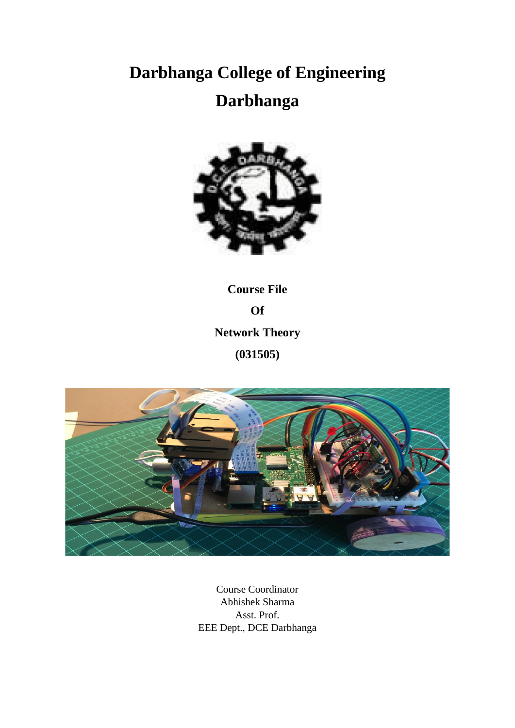# Darbhanga College of Engineering

# Darbhanga

**Course File**

**Of**

**Network Theory**

**(031505)**

Course Coordinator
Abhishek Sharma
Asst. Prof.
EEE Dept., DCE Darbhanga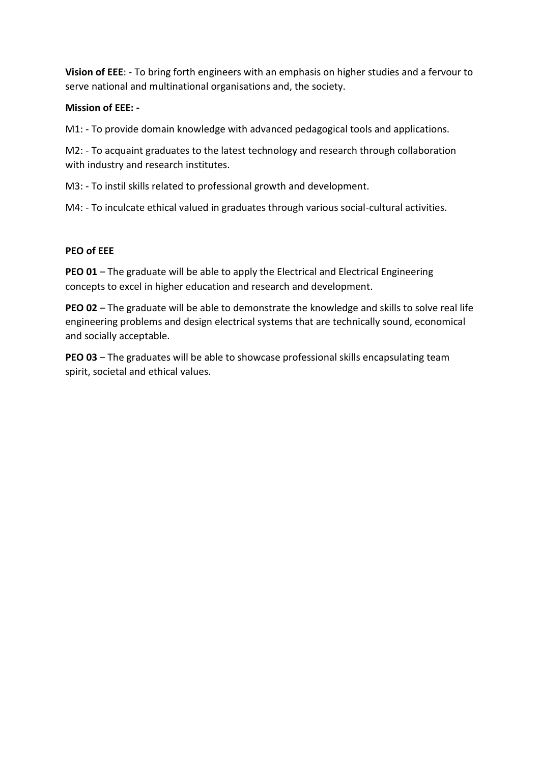**Vision of EEE**: - To bring forth engineers with an emphasis on higher studies and a fervour to serve national and multinational organisations and, the society.

**Mission of EEE: -**

M1: - To provide domain knowledge with advanced pedagogical tools and applications.

M2: - To acquaint graduates to the latest technology and research through collaboration with industry and research institutes.

M3: - To instil skills related to professional growth and development.

M4: - To inculcate ethical valued in graduates through various social-cultural activities.

**PEO of EEE**

**PEO 01** – The graduate will be able to apply the Electrical and Electrical Engineering concepts to excel in higher education and research and development.

**PEO 02** – The graduate will be able to demonstrate the knowledge and skills to solve real life engineering problems and design electrical systems that are technically sound, economical and socially acceptable.

**PEO 03** – The graduates will be able to showcase professional skills encapsulating team spirit, societal and ethical values.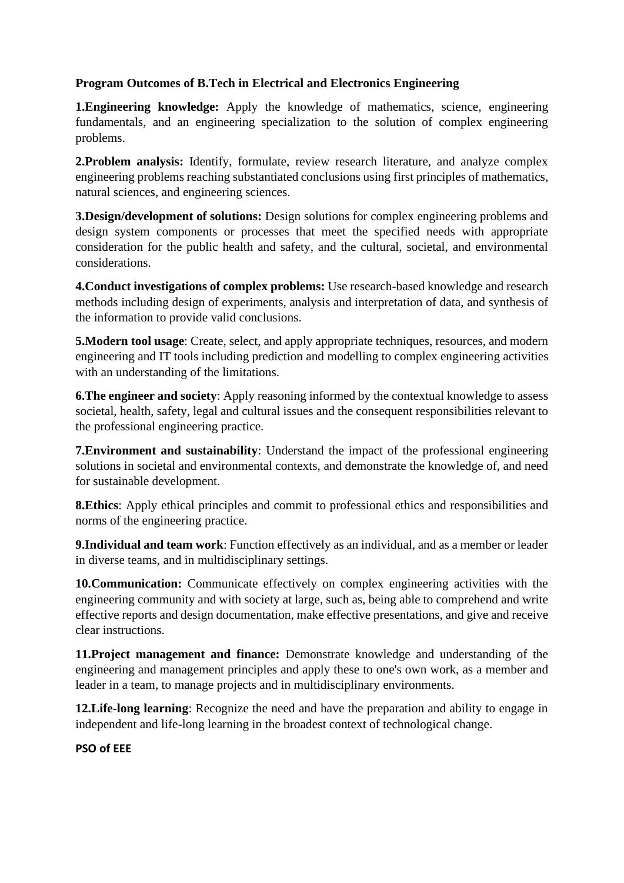**Program Outcomes of B.Tech in Electrical and Electronics Engineering**

**1.Engineering knowledge:** Apply the knowledge of mathematics, science, engineering fundamentals, and an engineering specialization to the solution of complex engineering problems.

**2.Problem analysis:** Identify, formulate, review research literature, and analyze complex engineering problems reaching substantiated conclusions using first principles of mathematics, natural sciences, and engineering sciences.

**3.Design/development of solutions:** Design solutions for complex engineering problems and design system components or processes that meet the specified needs with appropriate consideration for the public health and safety, and the cultural, societal, and environmental considerations.

**4.Conduct investigations of complex problems:** Use research-based knowledge and research methods including design of experiments, analysis and interpretation of data, and synthesis of the information to provide valid conclusions.

**5.Modern tool usage**: Create, select, and apply appropriate techniques, resources, and modern engineering and IT tools including prediction and modelling to complex engineering activities with an understanding of the limitations.

**6.The engineer and society**: Apply reasoning informed by the contextual knowledge to assess societal, health, safety, legal and cultural issues and the consequent responsibilities relevant to the professional engineering practice.

**7.Environment and sustainability**: Understand the impact of the professional engineering solutions in societal and environmental contexts, and demonstrate the knowledge of, and need for sustainable development.

**8.Ethics**: Apply ethical principles and commit to professional ethics and responsibilities and norms of the engineering practice.

**9.Individual and team work**: Function effectively as an individual, and as a member or leader in diverse teams, and in multidisciplinary settings.

**10.Communication:** Communicate effectively on complex engineering activities with the engineering community and with society at large, such as, being able to comprehend and write effective reports and design documentation, make effective presentations, and give and receive clear instructions.

**11.Project management and finance:** Demonstrate knowledge and understanding of the engineering and management principles and apply these to one's own work, as a member and leader in a team, to manage projects and in multidisciplinary environments.

**12.Life-long learning**: Recognize the need and have the preparation and ability to engage in independent and life-long learning in the broadest context of technological change.

**PSO of EEE**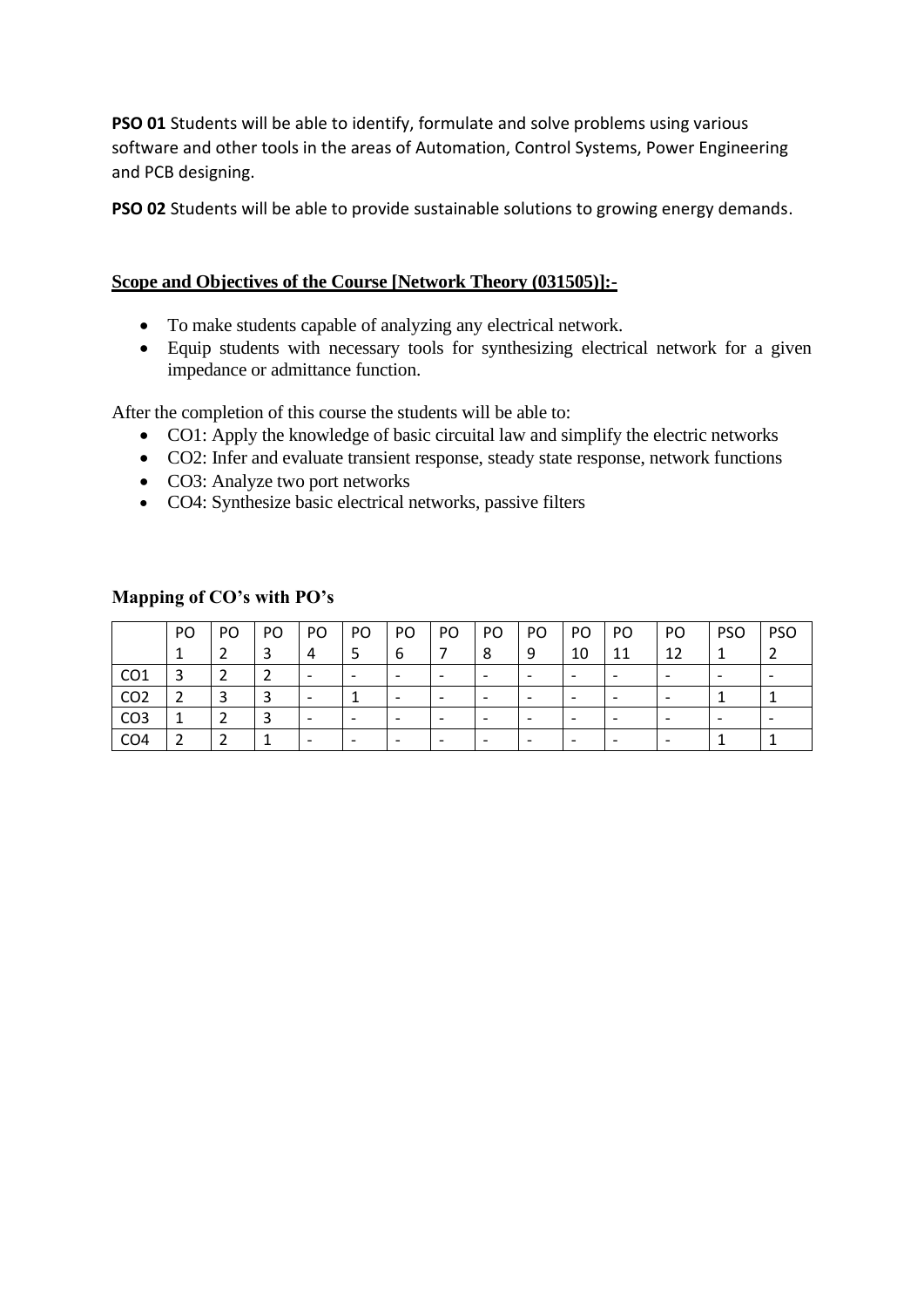**PSO 01** Students will be able to identify, formulate and solve problems using various software and other tools in the areas of Automation, Control Systems, Power Engineering and PCB designing.

**PSO 02** Students will be able to provide sustainable solutions to growing energy demands.

## Scope and Objectives of the Course [Network Theory (031505)]:-

- To make students capable of analyzing any electrical network.
- Equip students with necessary tools for synthesizing electrical network for a given impedance or admittance function.

After the completion of this course the students will be able to:

- CO1: Apply the knowledge of basic circuital law and simplify the electric networks
- CO2: Infer and evaluate transient response, steady state response, network functions
- CO3: Analyze two port networks
- CO4: Synthesize basic electrical networks, passive filters

### Mapping of CO's with PO's

| | PO 1 | PO 2 | PO 3 | PO 4 | PO 5 | PO 6 | PO 7 | PO 8 | PO 9 | PO 10 | PO 11 | PO 12 | PSO 1 | PSO 2 |
|---|---|---|---|---|---|---|---|---|---|---|---|---|---|---|
| CO1 | 3 | 2 | 2 | - | - | - | - | - | - | - | - | - | - | - |
| CO2 | 2 | 3 | 3 | - | 1 | - | - | - | - | - | - | - | 1 | 1 |
| CO3 | 1 | 2 | 3 | - | - | - | - | - | - | - | - | - | - | - |
| CO4 | 2 | 2 | 1 | - | - | - | - | - | - | - | - | - | 1 | 1 |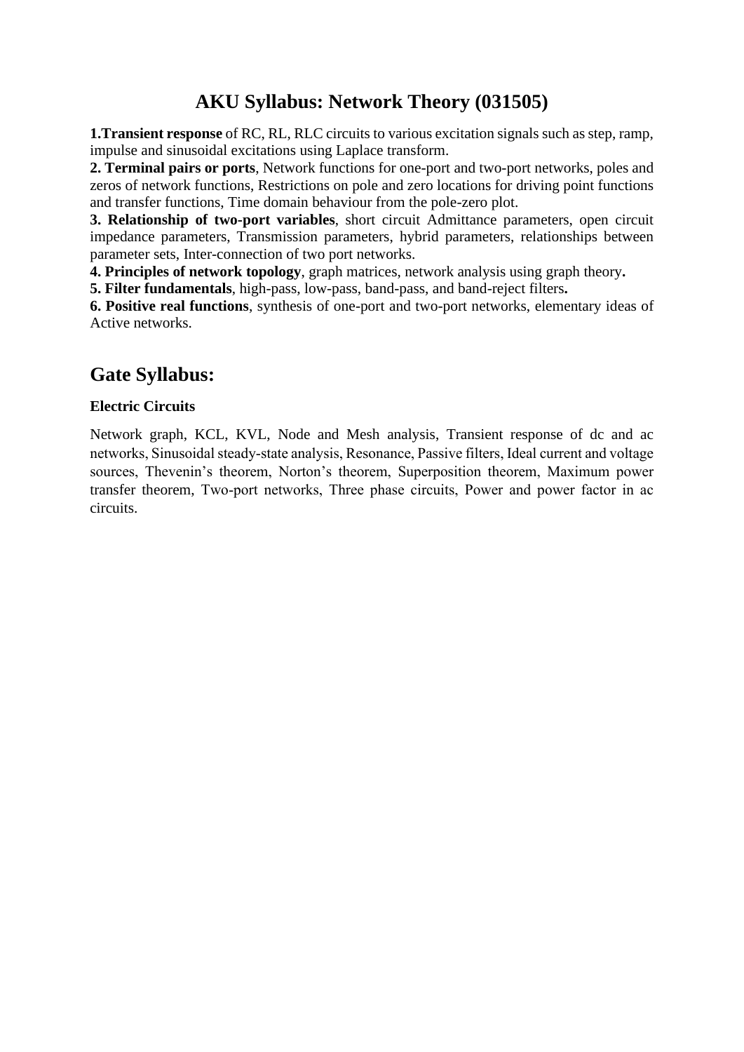# AKU Syllabus: Network Theory (031505)

**1.Transient response** of RC, RL, RLC circuits to various excitation signals such as step, ramp, impulse and sinusoidal excitations using Laplace transform.

**2. Terminal pairs or ports**, Network functions for one-port and two-port networks, poles and zeros of network functions, Restrictions on pole and zero locations for driving point functions and transfer functions, Time domain behaviour from the pole-zero plot.

**3. Relationship of two-port variables**, short circuit Admittance parameters, open circuit impedance parameters, Transmission parameters, hybrid parameters, relationships between parameter sets, Inter-connection of two port networks.

**4. Principles of network topology**, graph matrices, network analysis using graph theory**.**

**5. Filter fundamentals**, high-pass, low-pass, band-pass, and band-reject filters**.**

**6. Positive real functions**, synthesis of one-port and two-port networks, elementary ideas of Active networks.

## Gate Syllabus:

**Electric Circuits**

Network graph, KCL, KVL, Node and Mesh analysis, Transient response of dc and ac networks, Sinusoidal steady-state analysis, Resonance, Passive filters, Ideal current and voltage sources, Thevenin's theorem, Norton's theorem, Superposition theorem, Maximum power transfer theorem, Two-port networks, Three phase circuits, Power and power factor in ac circuits.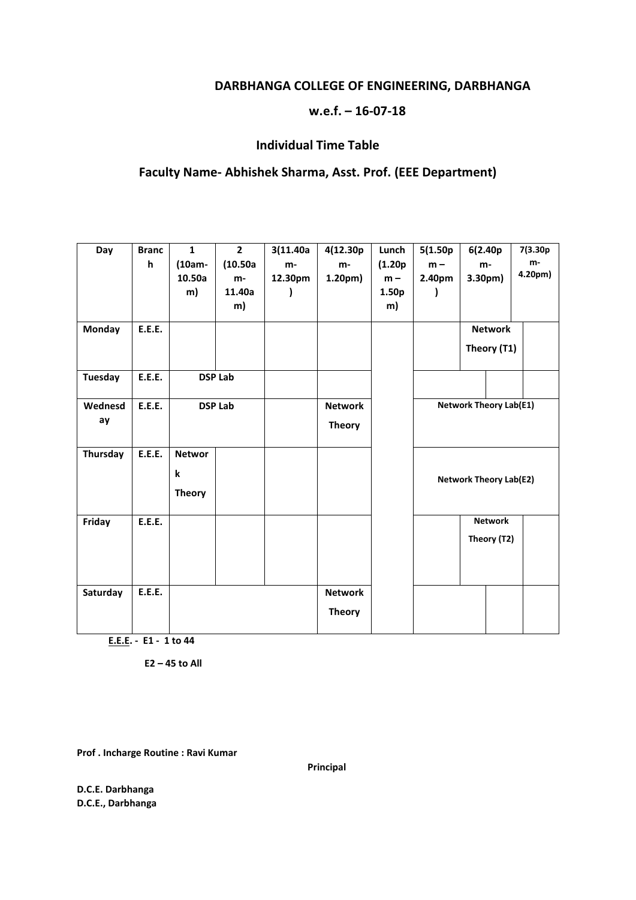**DARBHANGA COLLEGE OF ENGINEERING, DARBHANGA**

**w.e.f. – 16-07-18**

**Individual Time Table**

**Faculty Name- Abhishek Sharma, Asst. Prof. (EEE Department)**

| Day | Branch | 1 (10am-10.50am) | 2 (10.50am-11.40am) | 3(11.40am-12.30pm) | 4(12.30pm-1.20pm) | Lunch (1.20pm – 1.50pm) | 5(1.50pm – 2.40pm) | 6(2.40pm-3.30pm) | 7(3.30pm-4.20pm) |
|---|---|---|---|---|---|---|---|---|---|
| Monday | E.E.E. | | | | | | | Network Theory (T1) | |
| Tuesday | E.E.E. | DSP Lab | | | | | | | |
| Wednesday | E.E.E. | DSP Lab | | | Network Theory | | Network Theory Lab(E1) | | |
| Thursday | E.E.E. | Network Theory | | | | | Network Theory Lab(E2) | | |
| Friday | E.E.E. | | | | | | | Network Theory (T2) | |
| Saturday | E.E.E. | | | | Network Theory | | | | |

E.E.E. - E1 - 1 to 44

E2 – 45 to All

**Prof . Incharge Routine : Ravi Kumar**

**D.C.E. Darbhanga**

**Principal**

**D.C.E., Darbhanga**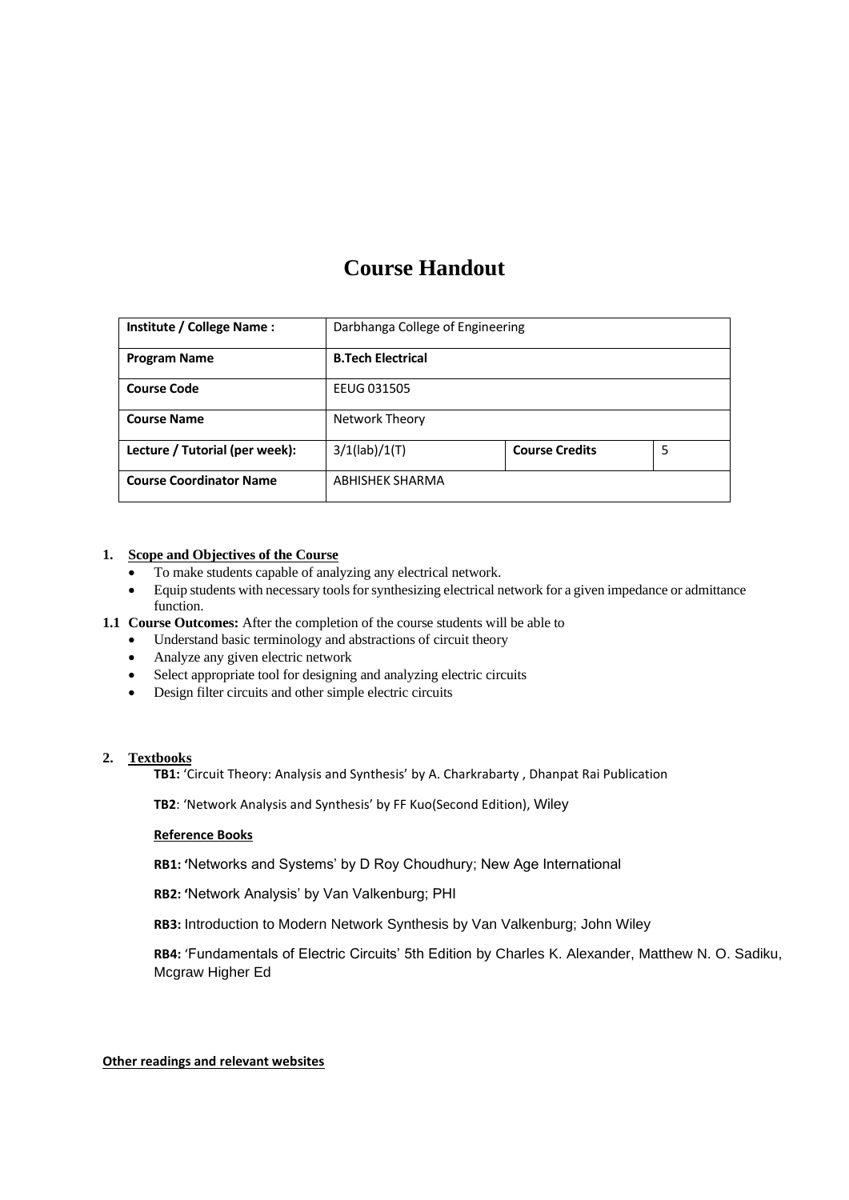# Course Handout

| Institute / College Name : | Darbhanga College of Engineering | | |
| --- | --- | --- | --- |
| **Program Name** | **B.Tech Electrical** | | |
| **Course Code** | EEUG 031505 | | |
| **Course Name** | Network Theory | | |
| **Lecture / Tutorial (per week):** | 3/1(lab)/1(T) | **Course Credits** | 5 |
| **Course Coordinator Name** | ABHISHEK SHARMA | | |

**1. Scope and Objectives of the Course**

- To make students capable of analyzing any electrical network.
- Equip students with necessary tools for synthesizing electrical network for a given impedance or admittance function.

**1.1 Course Outcomes:** After the completion of the course students will be able to

- Understand basic terminology and abstractions of circuit theory
- Analyze any given electric network
- Select appropriate tool for designing and analyzing electric circuits
- Design filter circuits and other simple electric circuits

**2. Textbooks**

**TB1:** 'Circuit Theory: Analysis and Synthesis' by A. Charkrabarty , Dhanpat Rai Publication

**TB2**: 'Network Analysis and Synthesis' by FF Kuo(Second Edition), Wiley

**Reference Books**

**RB1:** 'Networks and Systems' by D Roy Choudhury; New Age International

**RB2:** 'Network Analysis' by Van Valkenburg; PHI

**RB3:** Introduction to Modern Network Synthesis by Van Valkenburg; John Wiley

**RB4:** 'Fundamentals of Electric Circuits' 5th Edition by Charles K. Alexander, Matthew N. O. Sadiku, Mcgraw Higher Ed

**Other readings and relevant websites**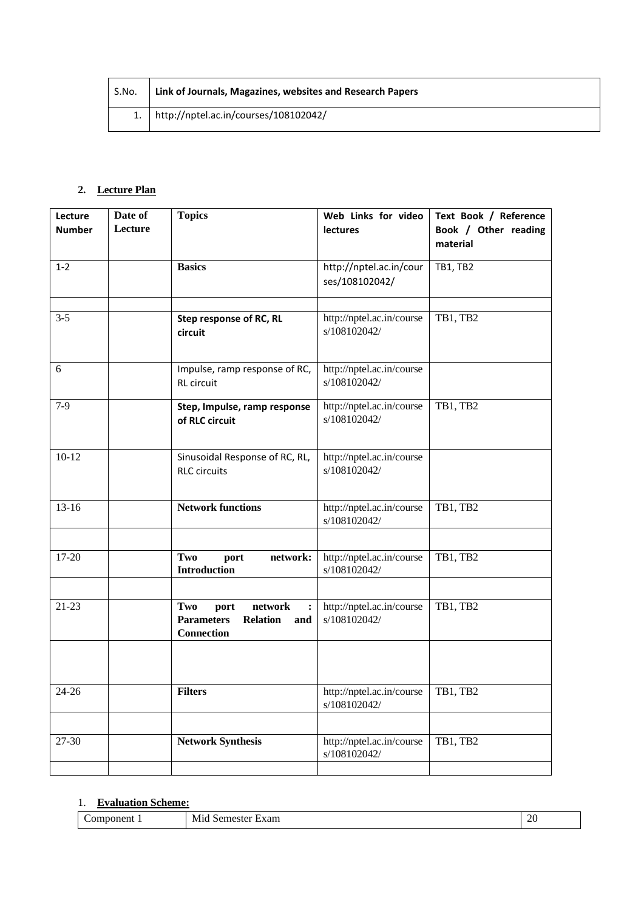| S.No. | Link of Journals, Magazines, websites and Research Papers |
|---|---|
| 1. | http://nptel.ac.in/courses/108102042/ |

2. **Lecture Plan**

| Lecture Number | Date of Lecture | Topics | Web Links for video lectures | Text Book / Reference Book / Other reading material |
|---|---|---|---|---|
| 1-2 | | **Basics** | http://nptel.ac.in/courses/108102042/ | TB1, TB2 |
| | | | | |
| 3-5 | | **Step response of RC, RL circuit** | http://nptel.ac.in/courses/108102042/ | TB1, TB2 |
| 6 | | Impulse, ramp response of RC, RL circuit | http://nptel.ac.in/courses/108102042/ | |
| 7-9 | | **Step, Impulse, ramp response of RLC circuit** | http://nptel.ac.in/courses/108102042/ | TB1, TB2 |
| 10-12 | | Sinusoidal Response of RC, RL, RLC circuits | http://nptel.ac.in/courses/108102042/ | |
| 13-16 | | **Network functions** | http://nptel.ac.in/courses/108102042/ | TB1, TB2 |
| | | | | |
| 17-20 | | **Two port network: Introduction** | http://nptel.ac.in/courses/108102042/ | TB1, TB2 |
| | | | | |
| 21-23 | | **Two port network : Parameters Relation and Connection** | http://nptel.ac.in/courses/108102042/ | TB1, TB2 |
| | | | | |
| 24-26 | | **Filters** | http://nptel.ac.in/courses/108102042/ | TB1, TB2 |
| | | | | |
| 27-30 | | **Network Synthesis** | http://nptel.ac.in/courses/108102042/ | TB1, TB2 |
| | | | | |

1. **Evaluation Scheme:**

| Component 1 | Mid Semester Exam | 20 |
|---|---|---|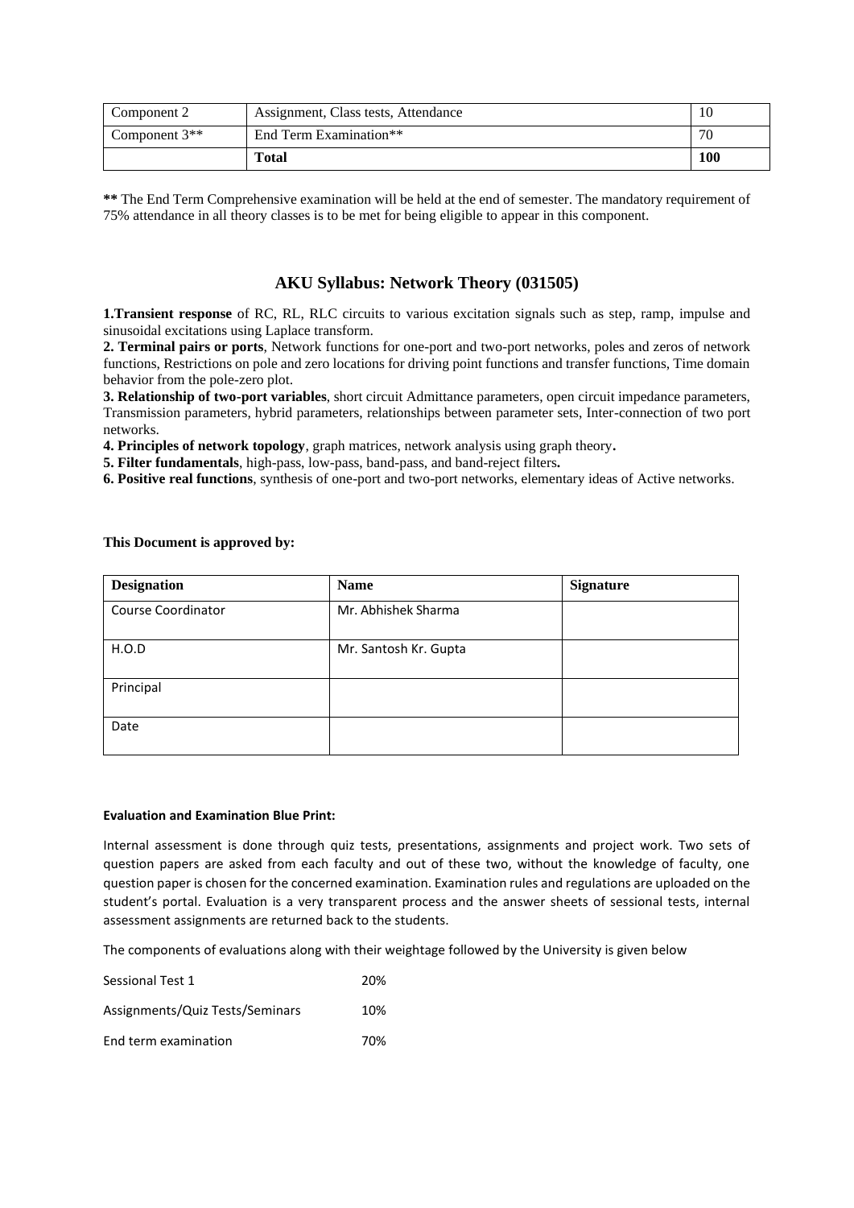| Component 2 | Assignment, Class tests, Attendance | 10 |
|---|---|---|
| Component 3** | End Term Examination** | 70 |
| | **Total** | **100** |

**\*\*** The End Term Comprehensive examination will be held at the end of semester. The mandatory requirement of 75% attendance in all theory classes is to be met for being eligible to appear in this component.

## AKU Syllabus: Network Theory (031505)

**1.Transient response** of RC, RL, RLC circuits to various excitation signals such as step, ramp, impulse and sinusoidal excitations using Laplace transform.

**2. Terminal pairs or ports**, Network functions for one-port and two-port networks, poles and zeros of network functions, Restrictions on pole and zero locations for driving point functions and transfer functions, Time domain behavior from the pole-zero plot.

**3. Relationship of two-port variables**, short circuit Admittance parameters, open circuit impedance parameters, Transmission parameters, hybrid parameters, relationships between parameter sets, Inter-connection of two port networks.

**4. Principles of network topology**, graph matrices, network analysis using graph theory**.**

**5. Filter fundamentals**, high-pass, low-pass, band-pass, and band-reject filters**.**

**6. Positive real functions**, synthesis of one-port and two-port networks, elementary ideas of Active networks.

**This Document is approved by:**

| Designation | Name | Signature |
|---|---|---|
| Course Coordinator | Mr. Abhishek Sharma | |
| H.O.D | Mr. Santosh Kr. Gupta | |
| Principal | | |
| Date | | |

**Evaluation and Examination Blue Print:**

Internal assessment is done through quiz tests, presentations, assignments and project work. Two sets of question papers are asked from each faculty and out of these two, without the knowledge of faculty, one question paper is chosen for the concerned examination. Examination rules and regulations are uploaded on the student's portal. Evaluation is a very transparent process and the answer sheets of sessional tests, internal assessment assignments are returned back to the students.

The components of evaluations along with their weightage followed by the University is given below

| | |
|---|---|
| Sessional Test 1 | 20% |
| Assignments/Quiz Tests/Seminars | 10% |
| End term examination | 70% |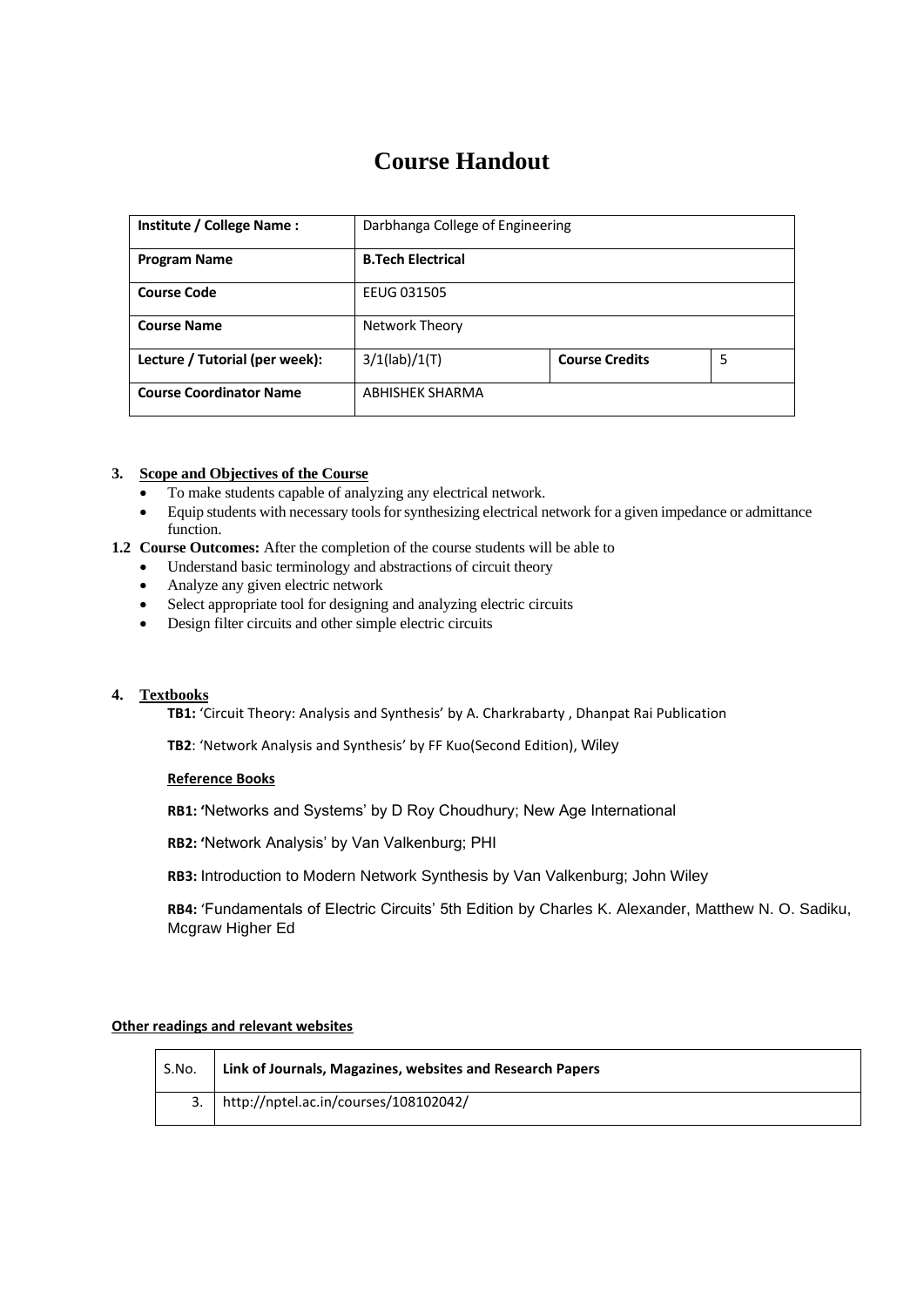# Course Handout

| Institute / College Name : | Darbhanga College of Engineering | | |
|---|---|---|---|
| **Program Name** | **B.Tech Electrical** | | |
| **Course Code** | EEUG 031505 | | |
| **Course Name** | Network Theory | | |
| **Lecture / Tutorial (per week):** | 3/1(lab)/1(T) | **Course Credits** | 5 |
| **Course Coordinator Name** | ABHISHEK SHARMA | | |

**3. Scope and Objectives of the Course**

- To make students capable of analyzing any electrical network.
- Equip students with necessary tools for synthesizing electrical network for a given impedance or admittance function.

**1.2 Course Outcomes:** After the completion of the course students will be able to

- Understand basic terminology and abstractions of circuit theory
- Analyze any given electric network
- Select appropriate tool for designing and analyzing electric circuits
- Design filter circuits and other simple electric circuits

**4. Textbooks**

**TB1:** 'Circuit Theory: Analysis and Synthesis' by A. Charkrabarty , Dhanpat Rai Publication

**TB2**: 'Network Analysis and Synthesis' by FF Kuo(Second Edition), Wiley

**Reference Books**

**RB1:** 'Networks and Systems' by D Roy Choudhury; New Age International

**RB2:** 'Network Analysis' by Van Valkenburg; PHI

**RB3:** Introduction to Modern Network Synthesis by Van Valkenburg; John Wiley

**RB4:** 'Fundamentals of Electric Circuits' 5th Edition by Charles K. Alexander, Matthew N. O. Sadiku, Mcgraw Higher Ed

**Other readings and relevant websites**

| S.No. | Link of Journals, Magazines, websites and Research Papers |
|---|---|
| 3. | http://nptel.ac.in/courses/108102042/ |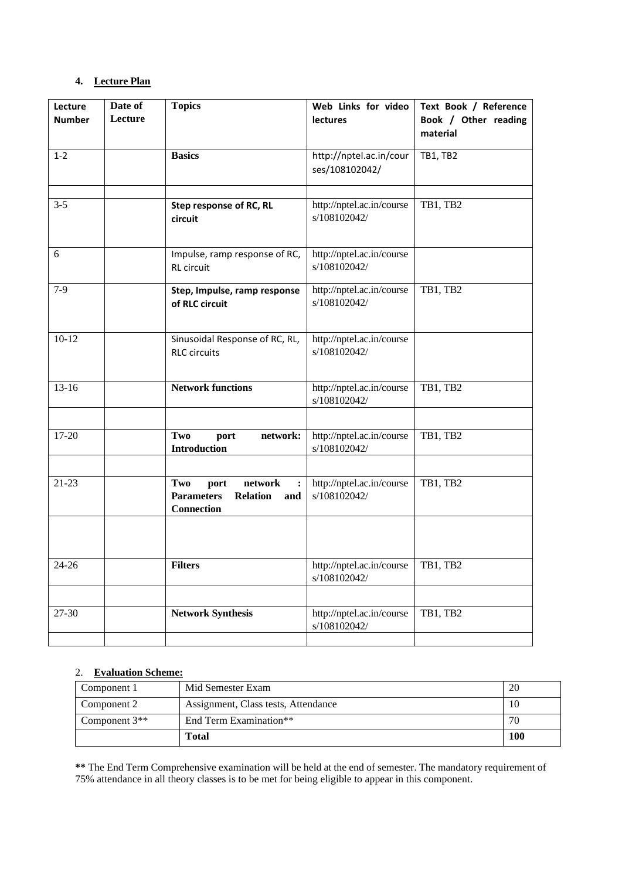## 4. **Lecture Plan**

| **Lecture Number** | **Date of Lecture** | **Topics** | **Web Links for video lectures** | **Text Book / Reference Book / Other reading material** |
|---|---|---|---|---|
| 1-2 | | **Basics** | http://nptel.ac.in/courses/108102042/ | TB1, TB2 |
| | | | | |
| 3-5 | | **Step response of RC, RL circuit** | http://nptel.ac.in/courses/108102042/ | TB1, TB2 |
| 6 | | Impulse, ramp response of RC, RL circuit | http://nptel.ac.in/courses/108102042/ | |
| 7-9 | | **Step, Impulse, ramp response of RLC circuit** | http://nptel.ac.in/courses/108102042/ | TB1, TB2 |
| 10-12 | | Sinusoidal Response of RC, RL, RLC circuits | http://nptel.ac.in/courses/108102042/ | |
| 13-16 | | **Network functions** | http://nptel.ac.in/courses/108102042/ | TB1, TB2 |
| | | | | |
| 17-20 | | **Two port network: Introduction** | http://nptel.ac.in/courses/108102042/ | TB1, TB2 |
| | | | | |
| 21-23 | | **Two port network : Parameters Relation and Connection** | http://nptel.ac.in/courses/108102042/ | TB1, TB2 |
| | | | | |
| 24-26 | | **Filters** | http://nptel.ac.in/courses/108102042/ | TB1, TB2 |
| | | | | |
| 27-30 | | **Network Synthesis** | http://nptel.ac.in/courses/108102042/ | TB1, TB2 |
| | | | | |

## 2. **Evaluation Scheme:**

| Component 1 | Mid Semester Exam | 20 |
|---|---|---|
| Component 2 | Assignment, Class tests, Attendance | 10 |
| Component 3** | End Term Examination** | 70 |
| | **Total** | **100** |

**\*\*** The End Term Comprehensive examination will be held at the end of semester. The mandatory requirement of 75% attendance in all theory classes is to be met for being eligible to appear in this component.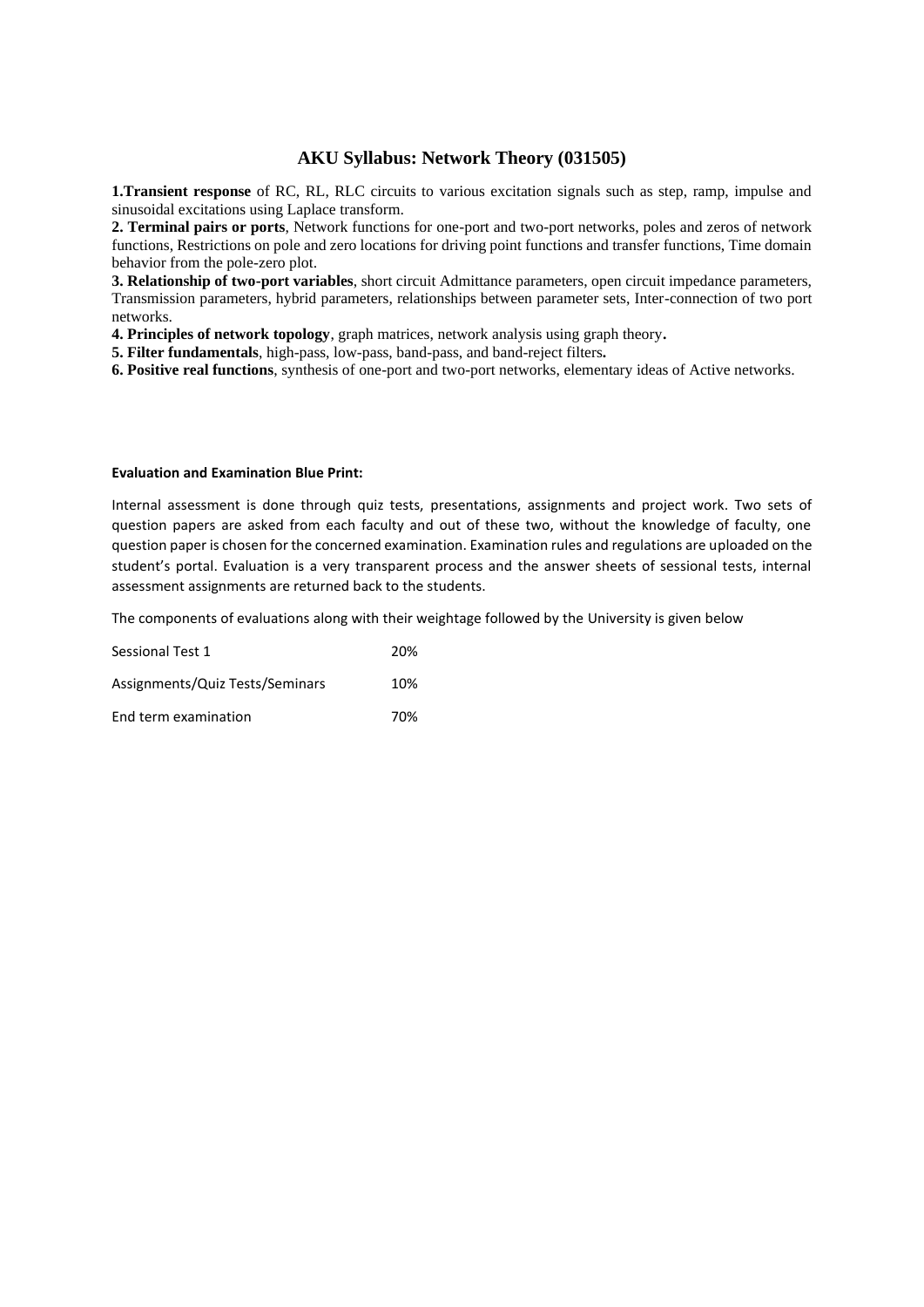## AKU Syllabus: Network Theory (031505)

**1.Transient response** of RC, RL, RLC circuits to various excitation signals such as step, ramp, impulse and sinusoidal excitations using Laplace transform.

**2. Terminal pairs or ports**, Network functions for one-port and two-port networks, poles and zeros of network functions, Restrictions on pole and zero locations for driving point functions and transfer functions, Time domain behavior from the pole-zero plot.

**3. Relationship of two-port variables**, short circuit Admittance parameters, open circuit impedance parameters, Transmission parameters, hybrid parameters, relationships between parameter sets, Inter-connection of two port networks.

**4. Principles of network topology**, graph matrices, network analysis using graph theory**.**

**5. Filter fundamentals**, high-pass, low-pass, band-pass, and band-reject filters**.**

**6. Positive real functions**, synthesis of one-port and two-port networks, elementary ideas of Active networks.

**Evaluation and Examination Blue Print:**

Internal assessment is done through quiz tests, presentations, assignments and project work. Two sets of question papers are asked from each faculty and out of these two, without the knowledge of faculty, one question paper is chosen for the concerned examination. Examination rules and regulations are uploaded on the student's portal. Evaluation is a very transparent process and the answer sheets of sessional tests, internal assessment assignments are returned back to the students.

The components of evaluations along with their weightage followed by the University is given below

| Component | Weightage |
|---|---|
| Sessional Test 1 | 20% |
| Assignments/Quiz Tests/Seminars | 10% |
| End term examination | 70% |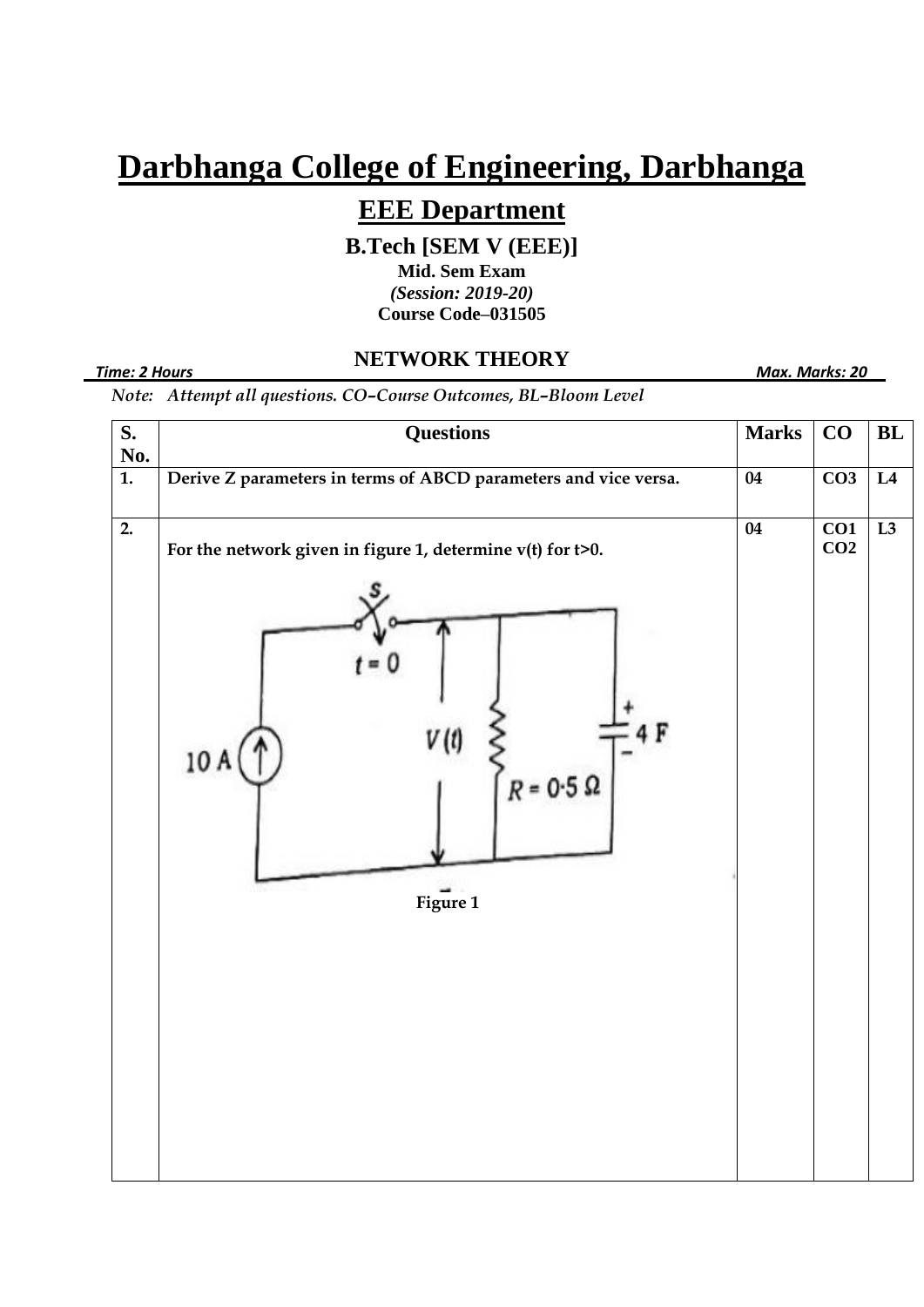# Darbhanga College of Engineering, Darbhanga

## EEE Department

**B.Tech [SEM V (EEE)]**

**Mid. Sem Exam**

***(Session: 2019-20)***

**Course Code–031505**

**NETWORK THEORY**

***Time: 2 Hours*** ***Max. Marks: 20***

*Note: Attempt all questions. CO–Course Outcomes, BL–Bloom Level*

| S. No. | Questions | Marks | CO | BL |
|---|---|---|---|---|
| 1. | Derive Z parameters in terms of ABCD parameters and vice versa. | 04 | CO3 | L4 |
| 2. | For the network given in figure 1, determine v(t) for t>0. <br> S, $t = 0$, $10\text{ A}$, $V(t)$, $R = 0.5\ \Omega$, $4\text{ F}$ <br> Figure 1 | 04 | CO1 CO2 | L3 |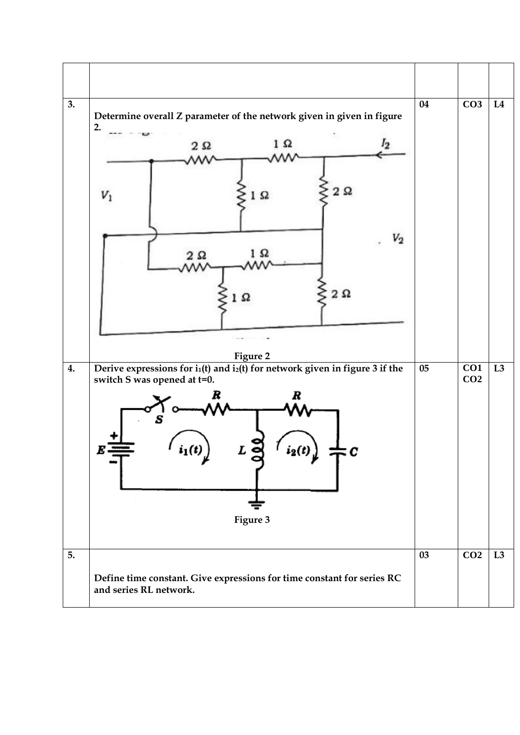| | | | | |
|---|---|---|---|---|
| | | | | |
| 3. | Determine overall Z parameter of the network given in given in figure 2.<br><br>2 Ω, 1 Ω, $I_2$<br>$V_1$, 1 Ω, 2 Ω<br>$V_2$<br>2 Ω, 1 Ω<br>1 Ω, 2 Ω<br><br>Figure 2 | 04 | CO3 | L4 |
| 4. | Derive expressions for $i_1(t)$ and $i_2(t)$ for network given in figure 3 if the switch S was opened at t=0.<br><br>R, R, S, E, $i_1(t)$, L, $i_2(t)$, C<br><br>Figure 3 | 05 | CO1 CO2 | L3 |
| 5. | Define time constant. Give expressions for time constant for series RC and series RL network. | 03 | CO2 | L3 |